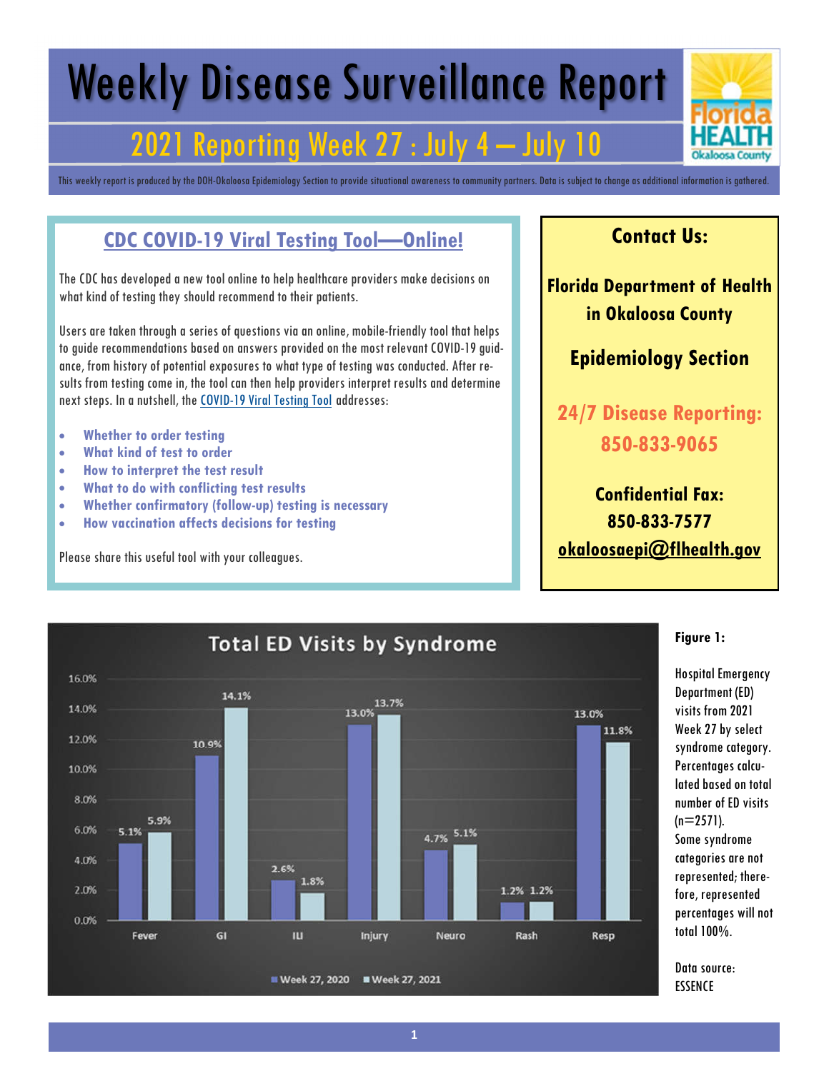# Weekly Disease Surveillance Report

## 2021 Reporting Week 27 : July 4 — July 10

This weekly report is produced by the DOH-Okaloosa Epidemiology Section to provide situational awareness to community partners. Data is subject to change as additional information is gathered.

## CDC COVID-19 Viral Testing Tool—Online!

The CDC has developed a new tool online to help healthcare providers make decisions on what kind of testing they should recommend to their patients.

Users are taken through a series of questions via an online, mobile-friendly tool that helps to guide recommendations based on answers provided on the most relevant COVID-19 guidance, from history of potential exposures to what type of testing was conducted. After results from testing come in, the tool can then help providers interpret results and determine next steps. In a nutshell, the COVID-19 Viral Testing Tool addresses:

- **Whether to order testing**
- **What kind of test to order**
- **How to interpret the test result**
- **What to do with conflicting test results**
- **Whether confirmatory (follow-up) testing is necessary**
- **How vaccination affects decisions for testing**

Please share this useful tool with your colleagues.

## Contact Us:

**Florida Department of Health in Okaloosa County**

**Epidemiology Section**

**24/7 Disease Reporting: 850-833-9065**

**Confidential Fax: 850-833-7577**

**okaloosaepi@flhealth.gov**

### Total ED Visits by Syndrome

| Syndrome | Week 27, 2020 | Week 27, 2021 |
|---|---|---|
| Fever | 5.1% | 5.9% |
| GI | 10.9% | 14.1% |
| ILI | 2.6% | 1.8% |
| Injury | 13.0% | 13.7% |
| Neuro | 4.7% | 5.1% |
| Rash | 1.2% | 1.2% |
| Resp | 13.0% | 11.8% |

**Figure 1:**

Hospital Emergency Department (ED) visits from 2021 Week 27 by select syndrome category. Percentages calculated based on total number of ED visits (n=2571). Some syndrome categories are not represented; therefore, represented percentages will not total 100%.

Data source: ESSENCE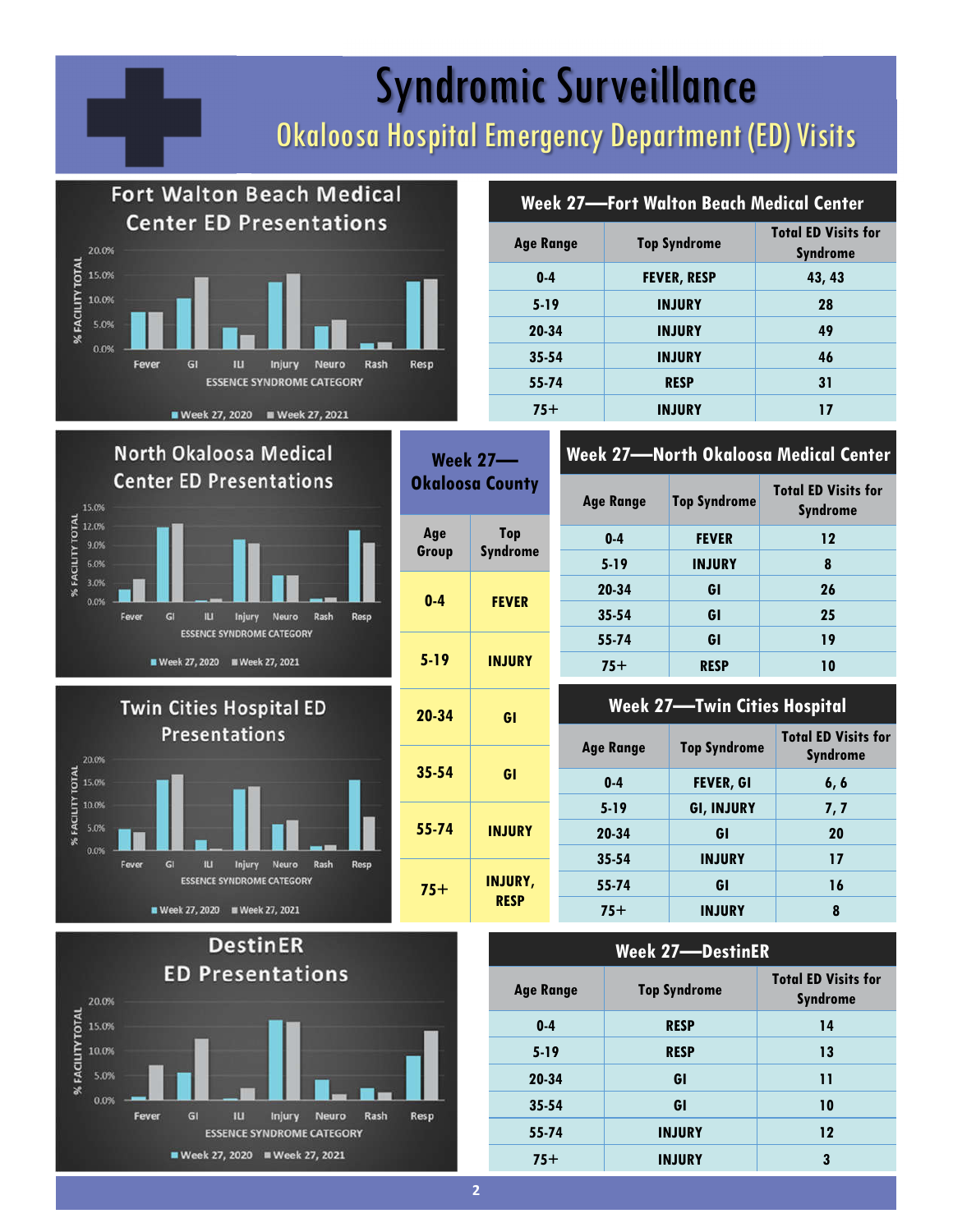# Syndromic Surveillance

## Okaloosa Hospital Emergency Department (ED) Visits

### Fort Walton Beach Medical Center ED Presentations

% FACILITY TOTAL by ESSENCE SYNDROME CATEGORY (Fever, GI, ILI, Injury, Neuro, Rash, Resp) — Week 27, 2020; Week 27, 2021

| Week 27—Fort Walton Beach Medical Center | | |
|---|---|---|
| **Age Range** | **Top Syndrome** | **Total ED Visits for Syndrome** |
| 0-4 | FEVER, RESP | 43, 43 |
| 5-19 | INJURY | 28 |
| 20-34 | INJURY | 49 |
| 35-54 | INJURY | 46 |
| 55-74 | RESP | 31 |
| 75+ | INJURY | 17 |

### North Okaloosa Medical Center ED Presentations

% FACILITY TOTAL by ESSENCE SYNDROME CATEGORY (Fever, GI, ILI, Injury, Neuro, Rash, Resp) — Week 27, 2020; Week 27, 2021

| Week 27—Okaloosa County | |
|---|---|
| **Age Group** | **Top Syndrome** |
| 0-4 | FEVER |
| 5-19 | INJURY |
| 20-34 | GI |
| 35-54 | GI |
| 55-74 | INJURY |
| 75+ | INJURY, RESP |

| Week 27—North Okaloosa Medical Center | | |
|---|---|---|
| **Age Range** | **Top Syndrome** | **Total ED Visits for Syndrome** |
| 0-4 | FEVER | 12 |
| 5-19 | INJURY | 8 |
| 20-34 | GI | 26 |
| 35-54 | GI | 25 |
| 55-74 | GI | 19 |
| 75+ | RESP | 10 |

### Twin Cities Hospital ED Presentations

% FACILITY TOTAL by ESSENCE SYNDROME CATEGORY (Fever, GI, ILI, Injury, Neuro, Rash, Resp) — Week 27, 2020; Week 27, 2021

| Week 27—Twin Cities Hospital | | |
|---|---|---|
| **Age Range** | **Top Syndrome** | **Total ED Visits for Syndrome** |
| 0-4 | FEVER, GI | 6, 6 |
| 5-19 | GI, INJURY | 7, 7 |
| 20-34 | GI | 20 |
| 35-54 | INJURY | 17 |
| 55-74 | GI | 16 |
| 75+ | INJURY | 8 |

### DestinER ED Presentations

% FACILITY TOTAL by ESSENCE SYNDROME CATEGORY (Fever, GI, ILI, Injury, Neuro, Rash, Resp) — Week 27, 2020; Week 27, 2021

| Week 27—DestinER | | |
|---|---|---|
| **Age Range** | **Top Syndrome** | **Total ED Visits for Syndrome** |
| 0-4 | RESP | 14 |
| 5-19 | RESP | 13 |
| 20-34 | GI | 11 |
| 35-54 | GI | 10 |
| 55-74 | INJURY | 12 |
| 75+ | INJURY | 3 |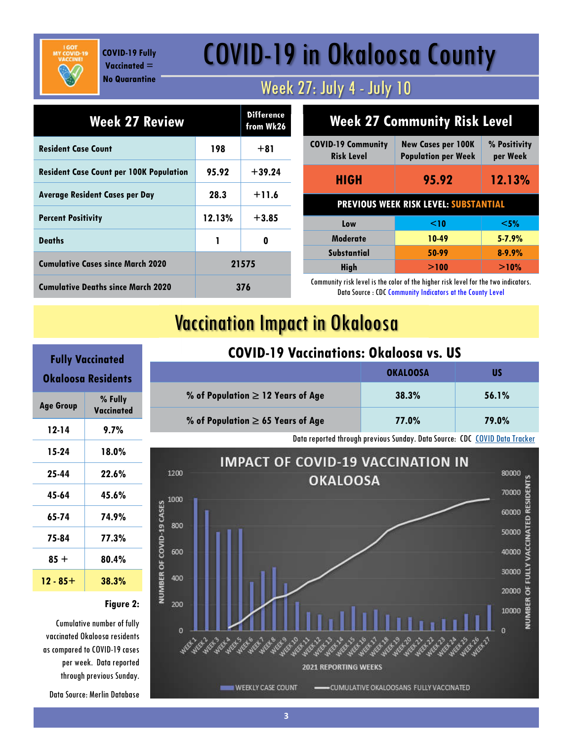I GOT MY COVID-19 VACCINE!

COVID-19 Fully Vaccinated = No Quarantine

# COVID-19 in Okaloosa County

## Week 27: July 4 - July 10

| Week 27 Review | | Difference from Wk26 |
|---|---|---|
| Resident Case Count | 198 | +81 |
| Resident Case Count per 100K Population | 95.92 | +39.24 |
| Average Resident Cases per Day | 28.3 | +11.6 |
| Percent Positivity | 12.13% | +3.85 |
| Deaths | 1 | 0 |
| Cumulative Cases since March 2020 | 21575 | |
| Cumulative Deaths since March 2020 | 376 | |

| Week 27 Community Risk Level | | |
|---|---|---|
| COVID-19 Community Risk Level | New Cases per 100K Population per Week | % Positivity per Week |
| HIGH | 95.92 | 12.13% |
| PREVIOUS WEEK RISK LEVEL: SUBSTANTIAL | | |
| Low | <10 | <5% |
| Moderate | 10-49 | 5-7.9% |
| Substantial | 50-99 | 8-9.9% |
| High | >100 | >10% |

Community risk level is the color of the higher risk level for the two indicators. Data Source : CDC Community Indicators at the County Level

# Vaccination Impact in Okaloosa

| Fully Vaccinated Okaloosa Residents | |
|---|---|
| Age Group | % Fully Vaccinated |
| 12-14 | 9.7% |
| 15-24 | 18.0% |
| 25-44 | 22.6% |
| 45-64 | 45.6% |
| 65-74 | 74.9% |
| 75-84 | 77.3% |
| 85 + | 80.4% |
| 12 - 85+ | 38.3% |

### COVID-19 Vaccinations: Okaloosa vs. US

| | OKALOOSA | US |
|---|---|---|
| % of Population $\geq$ 12 Years of Age | 38.3% | 56.1% |
| % of Population $\geq$ 65 Years of Age | 77.0% | 79.0% |

Data reported through previous Sunday. Data Source: CDC COVID Data Tracker

**Figure 2:**

Cumulative number of fully vaccinated Okaloosa residents as compared to COVID-19 cases per week. Data reported through previous Sunday.

Data Source: Merlin Database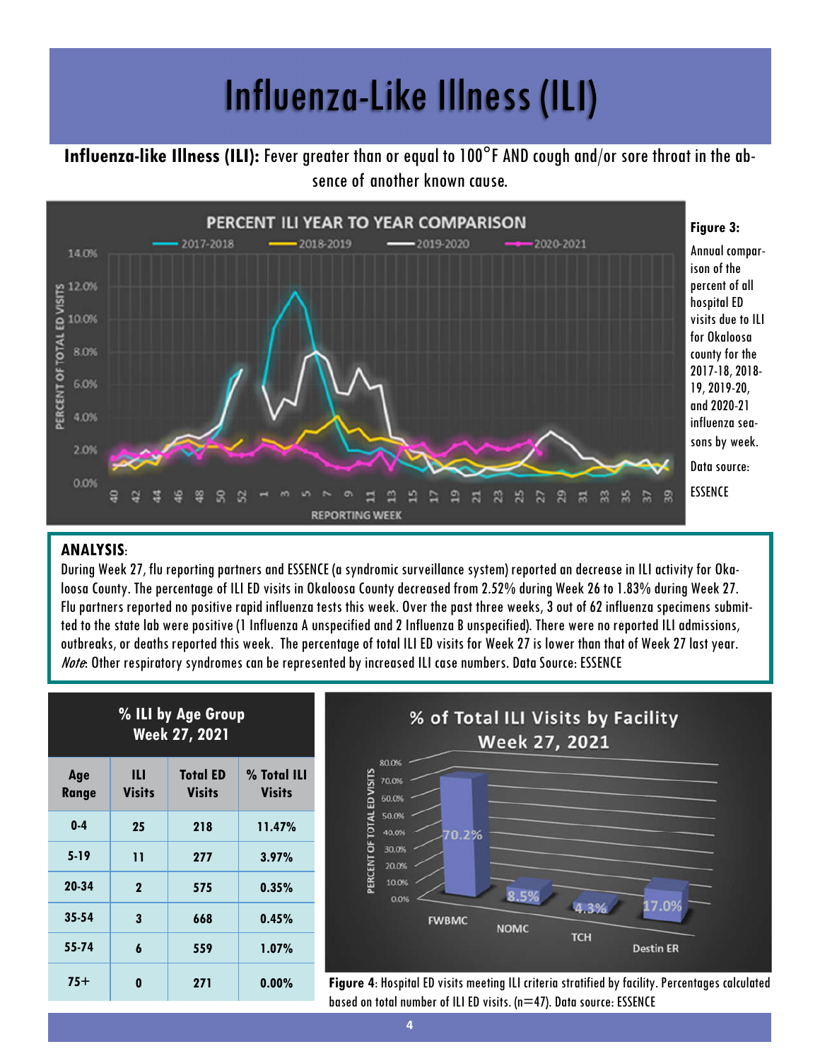# Influenza-Like Illness (ILI)

**Influenza-like Illness (ILI):** Fever greater than or equal to 100°F AND cough and/or sore throat in the absence of another known cause.

PERCENT ILI YEAR TO YEAR COMPARISON

2017-2018, 2018-2019, 2019-2020, 2020-2021

PERCENT OF TOTAL ED VISITS

14.0%, 12.0%, 10.0%, 8.0%, 6.0%, 4.0%, 2.0%, 0.0%

40 42 44 46 48 50 52 1 3 5 7 9 11 13 15 17 19 21 23 25 27 29 31 33 35 37 39

REPORTING WEEK

**Figure 3:** Annual comparison of the percent of all hospital ED visits due to ILI for Okaloosa county for the 2017-18, 2018-19, 2019-20, and 2020-21 influenza seasons by week.

Data source: ESSENCE

**ANALYSIS**:

During Week 27, flu reporting partners and ESSENCE (a syndromic surveillance system) reported an decrease in ILI activity for Okaloosa County. The percentage of ILI ED visits in Okaloosa County decreased from 2.52% during Week 26 to 1.83% during Week 27. Flu partners reported no positive rapid influenza tests this week. Over the past three weeks, 3 out of 62 influenza specimens submitted to the state lab were positive (1 Influenza A unspecified and 2 Influenza B unspecified). There were no reported ILI admissions, outbreaks, or deaths reported this week. The percentage of total ILI ED visits for Week 27 is lower than that of Week 27 last year. *Note*: Other respiratory syndromes can be represented by increased ILI case numbers. Data Source: ESSENCE

**% ILI by Age Group Week 27, 2021**

| Age Range | ILI Visits | Total ED Visits | % Total ILI Visits |
|---|---|---|---|
| 0-4 | 25 | 218 | 11.47% |
| 5-19 | 11 | 277 | 3.97% |
| 20-34 | 2 | 575 | 0.35% |
| 35-54 | 3 | 668 | 0.45% |
| 55-74 | 6 | 559 | 1.07% |
| 75+ | 0 | 271 | 0.00% |

% of Total ILI Visits by Facility Week 27, 2021

PERCENT OF TOTAL ED VISITS

80.0%, 70.0%, 60.0%, 50.0%, 40.0%, 30.0%, 20.0%, 10.0%, 0.0%

FWBMC 70.2%

NOMC 8.5%

TCH 4.3%

Destin ER 17.0%

**Figure 4**: Hospital ED visits meeting ILI criteria stratified by facility. Percentages calculated based on total number of ILI ED visits. (n=47). Data source: ESSENCE